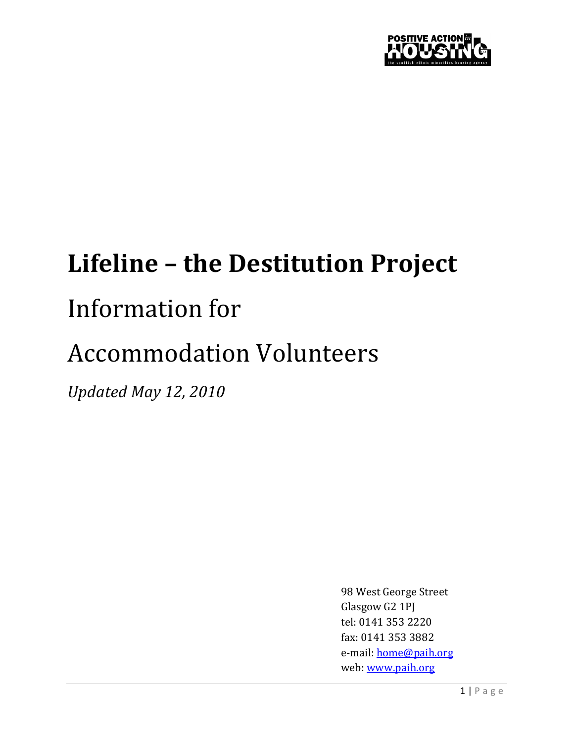POSITIVE ACTION in HOUSING
the scottish ethnic minorities housing agency

# Lifeline – the Destitution Project

## Information for

## Accommodation Volunteers

*Updated May 12, 2010*

98 West George Street
Glasgow G2 1PJ
tel: 0141 353 2220
fax: 0141 353 3882
e-mail: [home@paih.org](mailto:home@paih.org)
web: [www.paih.org](http://www.paih.org)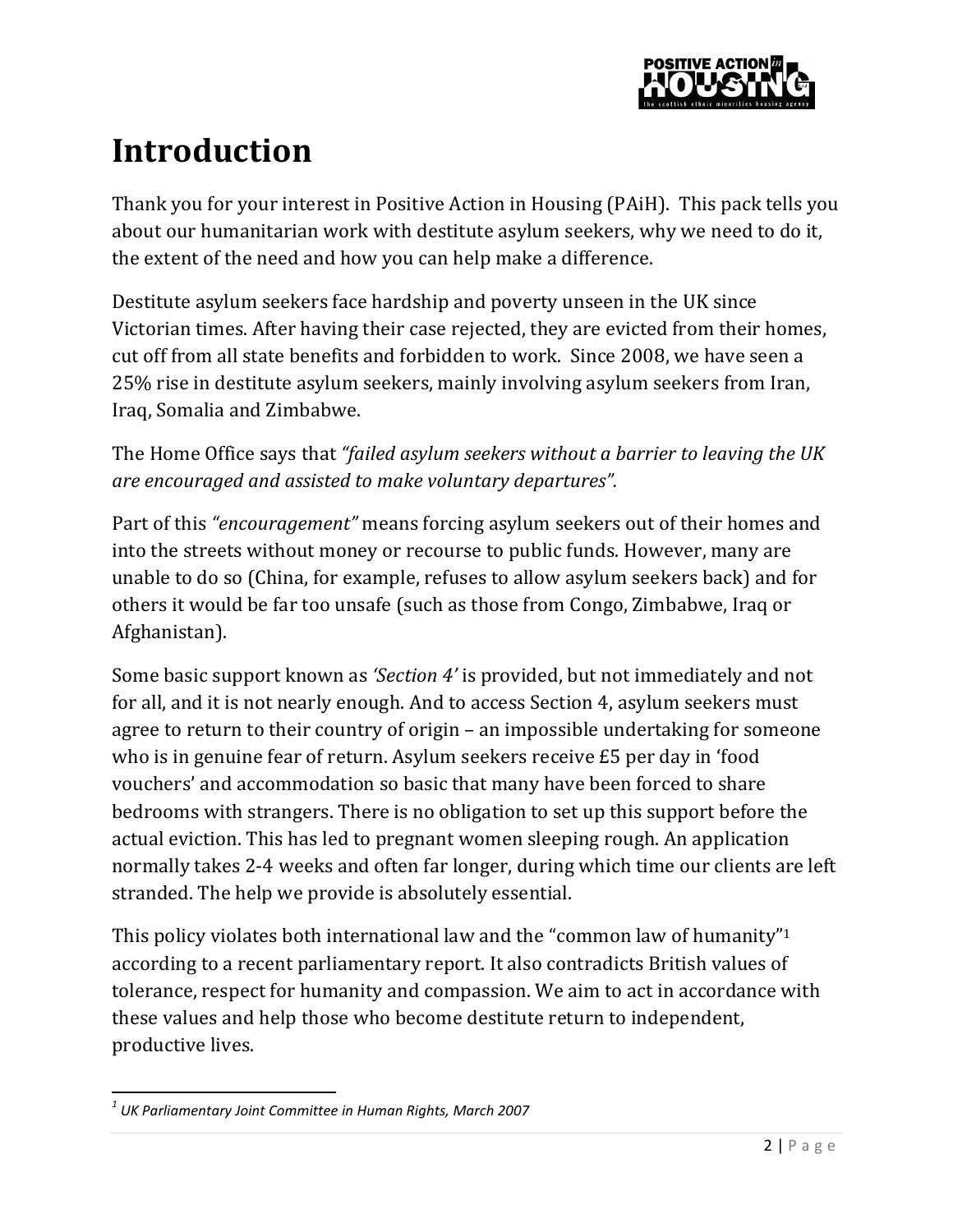# Introduction

Thank you for your interest in Positive Action in Housing (PAiH). This pack tells you about our humanitarian work with destitute asylum seekers, why we need to do it, the extent of the need and how you can help make a difference.

Destitute asylum seekers face hardship and poverty unseen in the UK since Victorian times. After having their case rejected, they are evicted from their homes, cut off from all state benefits and forbidden to work. Since 2008, we have seen a 25% rise in destitute asylum seekers, mainly involving asylum seekers from Iran, Iraq, Somalia and Zimbabwe.

The Home Office says that *"failed asylum seekers without a barrier to leaving the UK are encouraged and assisted to make voluntary departures".*

Part of this *"encouragement"* means forcing asylum seekers out of their homes and into the streets without money or recourse to public funds. However, many are unable to do so (China, for example, refuses to allow asylum seekers back) and for others it would be far too unsafe (such as those from Congo, Zimbabwe, Iraq or Afghanistan).

Some basic support known as *'Section 4'* is provided, but not immediately and not for all, and it is not nearly enough. And to access Section 4, asylum seekers must agree to return to their country of origin – an impossible undertaking for someone who is in genuine fear of return. Asylum seekers receive £5 per day in 'food vouchers' and accommodation so basic that many have been forced to share bedrooms with strangers. There is no obligation to set up this support before the actual eviction. This has led to pregnant women sleeping rough. An application normally takes 2-4 weeks and often far longer, during which time our clients are left stranded. The help we provide is absolutely essential.

This policy violates both international law and the "common law of humanity"[1] according to a recent parliamentary report. It also contradicts British values of tolerance, respect for humanity and compassion. We aim to act in accordance with these values and help those who become destitute return to independent, productive lives.

---

[1] *UK Parliamentary Joint Committee in Human Rights, March 2007*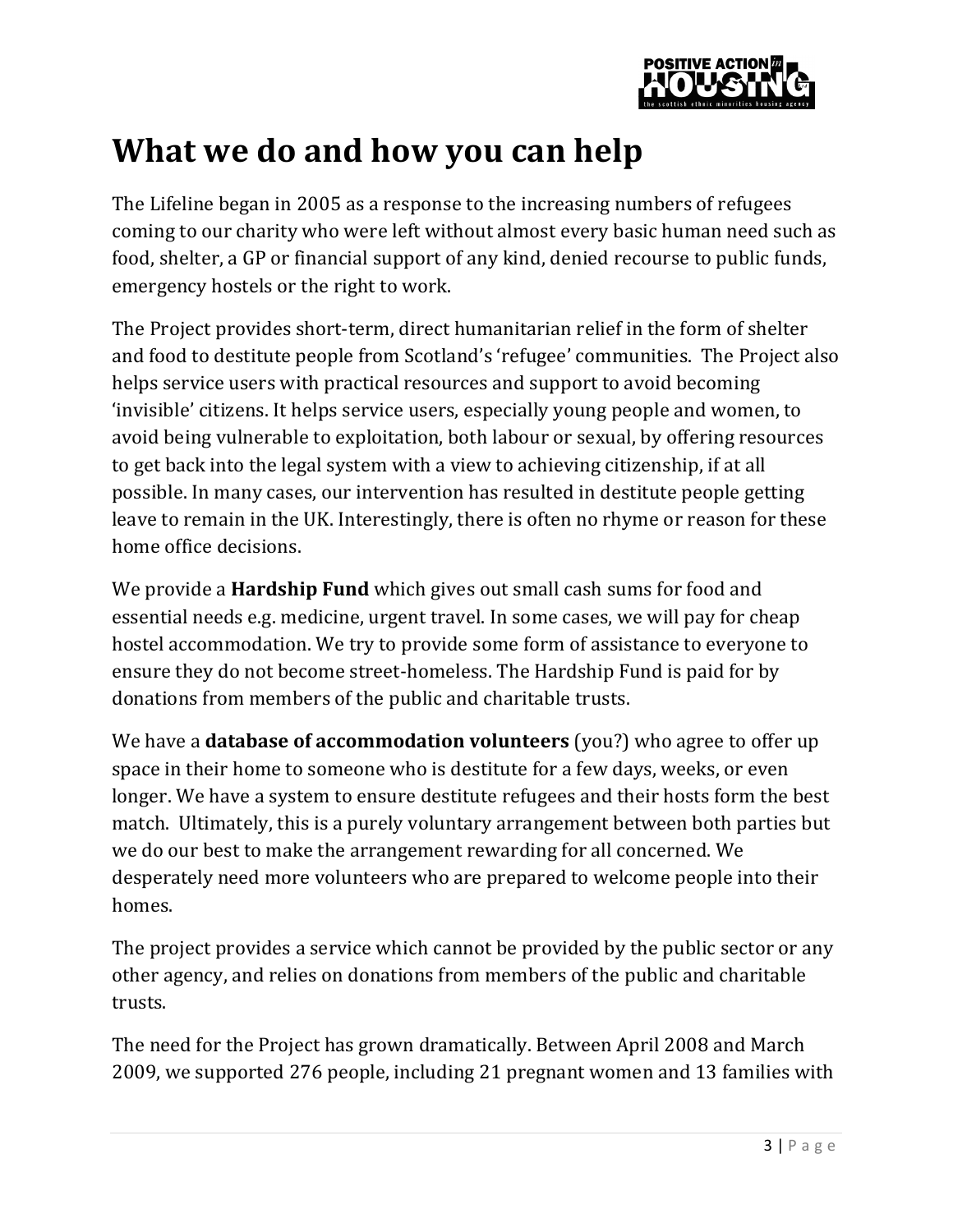# What we do and how you can help

The Lifeline began in 2005 as a response to the increasing numbers of refugees coming to our charity who were left without almost every basic human need such as food, shelter, a GP or financial support of any kind, denied recourse to public funds, emergency hostels or the right to work.

The Project provides short-term, direct humanitarian relief in the form of shelter and food to destitute people from Scotland's 'refugee' communities. The Project also helps service users with practical resources and support to avoid becoming 'invisible' citizens. It helps service users, especially young people and women, to avoid being vulnerable to exploitation, both labour or sexual, by offering resources to get back into the legal system with a view to achieving citizenship, if at all possible. In many cases, our intervention has resulted in destitute people getting leave to remain in the UK. Interestingly, there is often no rhyme or reason for these home office decisions.

We provide a **Hardship Fund** which gives out small cash sums for food and essential needs e.g. medicine, urgent travel. In some cases, we will pay for cheap hostel accommodation. We try to provide some form of assistance to everyone to ensure they do not become street-homeless. The Hardship Fund is paid for by donations from members of the public and charitable trusts.

We have a **database of accommodation volunteers** (you?) who agree to offer up space in their home to someone who is destitute for a few days, weeks, or even longer. We have a system to ensure destitute refugees and their hosts form the best match. Ultimately, this is a purely voluntary arrangement between both parties but we do our best to make the arrangement rewarding for all concerned. We desperately need more volunteers who are prepared to welcome people into their homes.

The project provides a service which cannot be provided by the public sector or any other agency, and relies on donations from members of the public and charitable trusts.

The need for the Project has grown dramatically. Between April 2008 and March 2009, we supported 276 people, including 21 pregnant women and 13 families with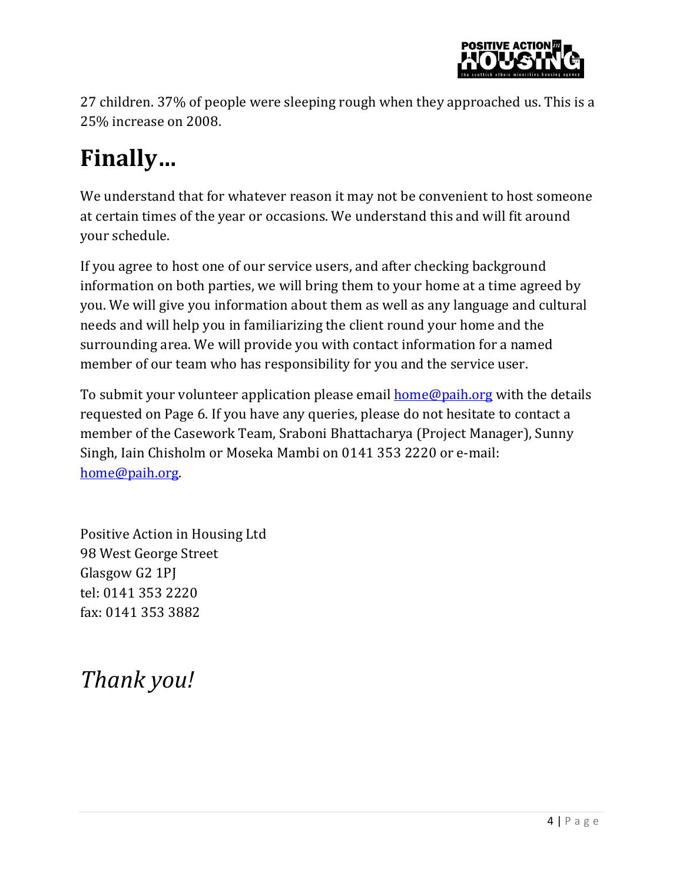27 children. 37% of people were sleeping rough when they approached us. This is a 25% increase on 2008.

# Finally…

We understand that for whatever reason it may not be convenient to host someone at certain times of the year or occasions. We understand this and will fit around your schedule.

If you agree to host one of our service users, and after checking background information on both parties, we will bring them to your home at a time agreed by you. We will give you information about them as well as any language and cultural needs and will help you in familiarizing the client round your home and the surrounding area. We will provide you with contact information for a named member of our team who has responsibility for you and the service user.

To submit your volunteer application please email home@paih.org with the details requested on Page 6. If you have any queries, please do not hesitate to contact a member of the Casework Team, Sraboni Bhattacharya (Project Manager), Sunny Singh, Iain Chisholm or Moseka Mambi on 0141 353 2220 or e-mail: home@paih.org.

Positive Action in Housing Ltd
98 West George Street
Glasgow G2 1PJ
tel: 0141 353 2220
fax: 0141 353 3882

*Thank you!*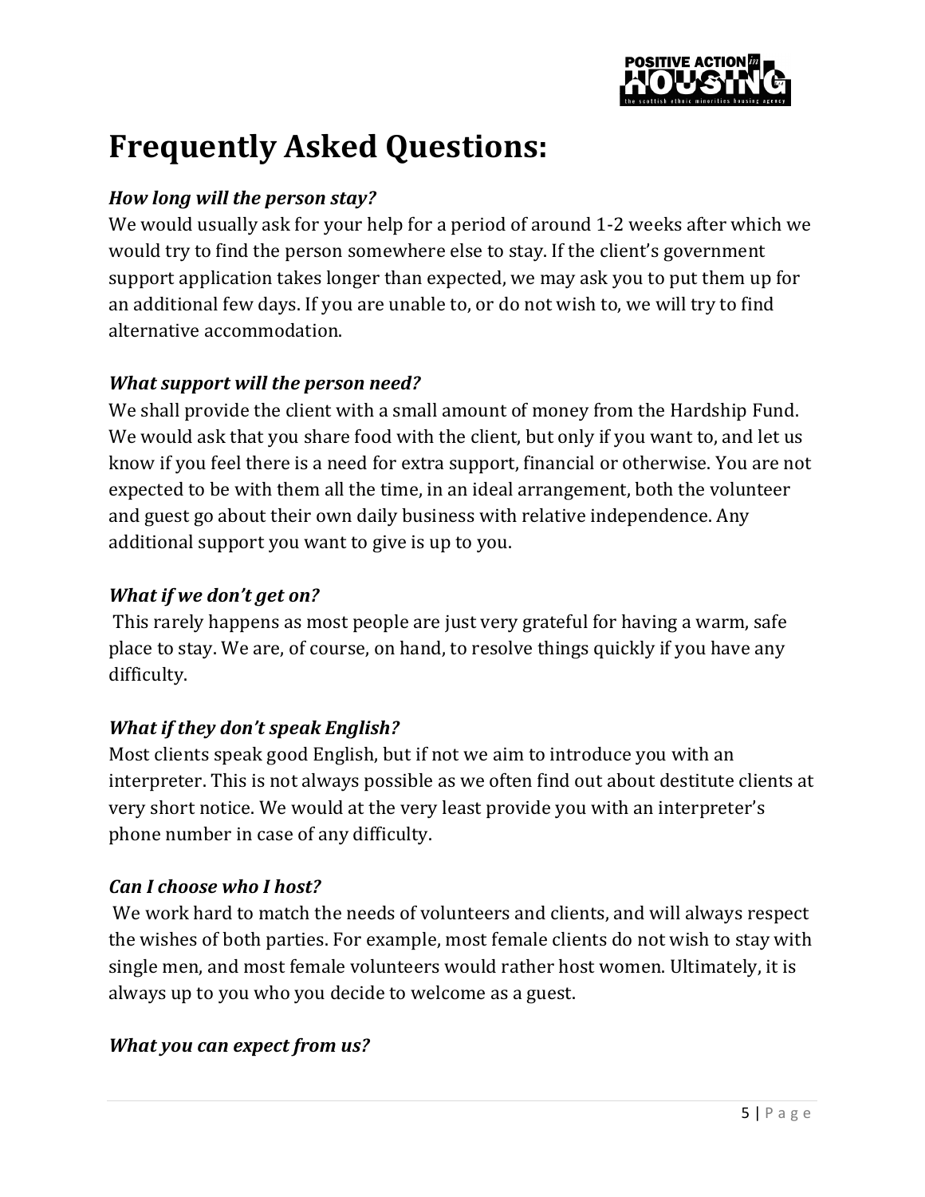# Frequently Asked Questions:

***How long will the person stay?***

We would usually ask for your help for a period of around 1-2 weeks after which we would try to find the person somewhere else to stay. If the client's government support application takes longer than expected, we may ask you to put them up for an additional few days. If you are unable to, or do not wish to, we will try to find alternative accommodation.

***What support will the person need?***

We shall provide the client with a small amount of money from the Hardship Fund. We would ask that you share food with the client, but only if you want to, and let us know if you feel there is a need for extra support, financial or otherwise. You are not expected to be with them all the time, in an ideal arrangement, both the volunteer and guest go about their own daily business with relative independence. Any additional support you want to give is up to you.

***What if we don't get on?***

This rarely happens as most people are just very grateful for having a warm, safe place to stay. We are, of course, on hand, to resolve things quickly if you have any difficulty.

***What if they don't speak English?***

Most clients speak good English, but if not we aim to introduce you with an interpreter. This is not always possible as we often find out about destitute clients at very short notice. We would at the very least provide you with an interpreter's phone number in case of any difficulty.

***Can I choose who I host?***

We work hard to match the needs of volunteers and clients, and will always respect the wishes of both parties. For example, most female clients do not wish to stay with single men, and most female volunteers would rather host women. Ultimately, it is always up to you who you decide to welcome as a guest.

***What you can expect from us?***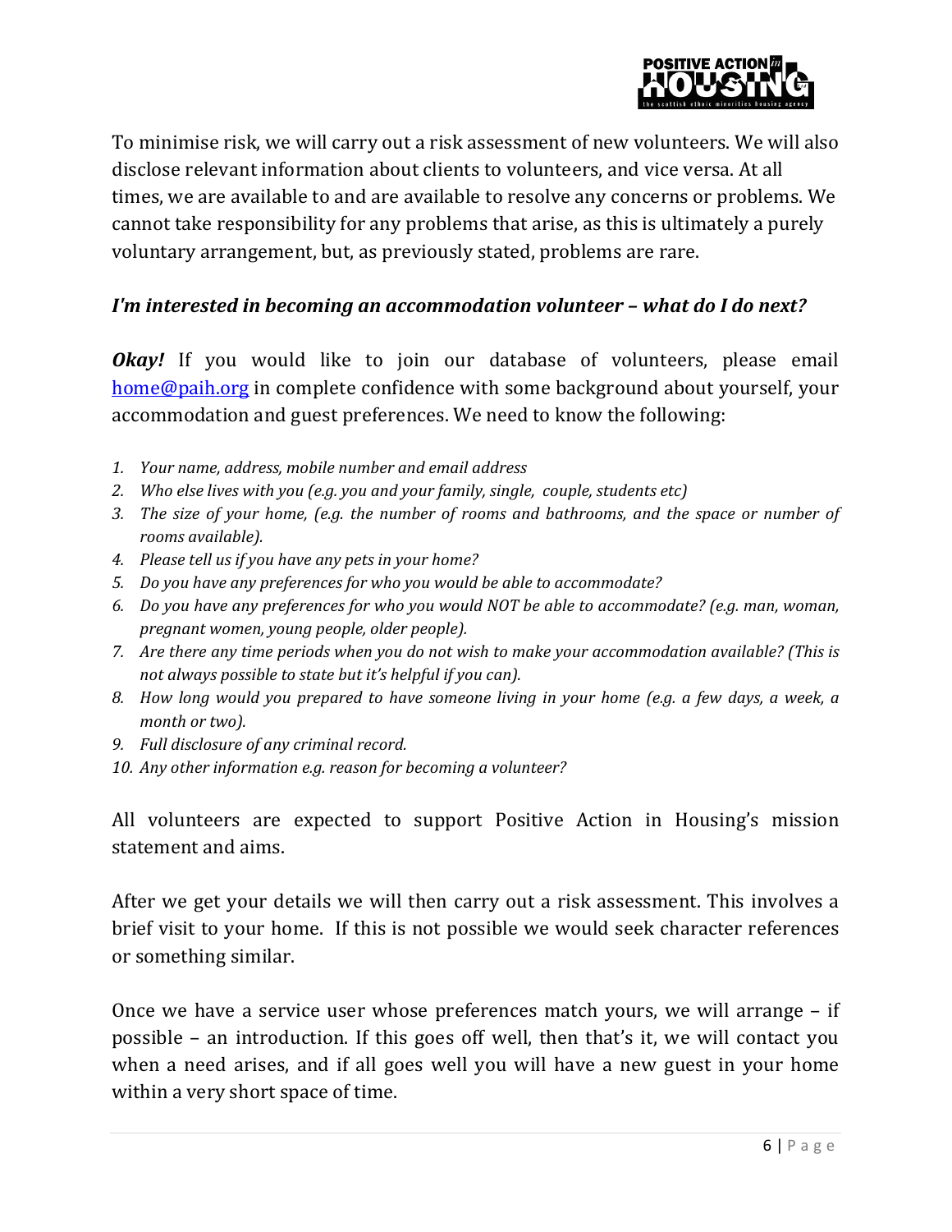To minimise risk, we will carry out a risk assessment of new volunteers. We will also disclose relevant information about clients to volunteers, and vice versa. At all times, we are available to and are available to resolve any concerns or problems. We cannot take responsibility for any problems that arise, as this is ultimately a purely voluntary arrangement, but, as previously stated, problems are rare.

### *I'm interested in becoming an accommodation volunteer – what do I do next?*

***Okay!*** If you would like to join our database of volunteers, please email home@paih.org in complete confidence with some background about yourself, your accommodation and guest preferences. We need to know the following:

1. *Your name, address, mobile number and email address*
2. *Who else lives with you (e.g. you and your family, single, couple, students etc)*
3. *The size of your home, (e.g. the number of rooms and bathrooms, and the space or number of rooms available).*
4. *Please tell us if you have any pets in your home?*
5. *Do you have any preferences for who you would be able to accommodate?*
6. *Do you have any preferences for who you would NOT be able to accommodate? (e.g. man, woman, pregnant women, young people, older people).*
7. *Are there any time periods when you do not wish to make your accommodation available? (This is not always possible to state but it's helpful if you can).*
8. *How long would you prepared to have someone living in your home (e.g. a few days, a week, a month or two).*
9. *Full disclosure of any criminal record.*
10. *Any other information e.g. reason for becoming a volunteer?*

All volunteers are expected to support Positive Action in Housing's mission statement and aims.

After we get your details we will then carry out a risk assessment. This involves a brief visit to your home. If this is not possible we would seek character references or something similar.

Once we have a service user whose preferences match yours, we will arrange – if possible – an introduction. If this goes off well, then that's it, we will contact you when a need arises, and if all goes well you will have a new guest in your home within a very short space of time.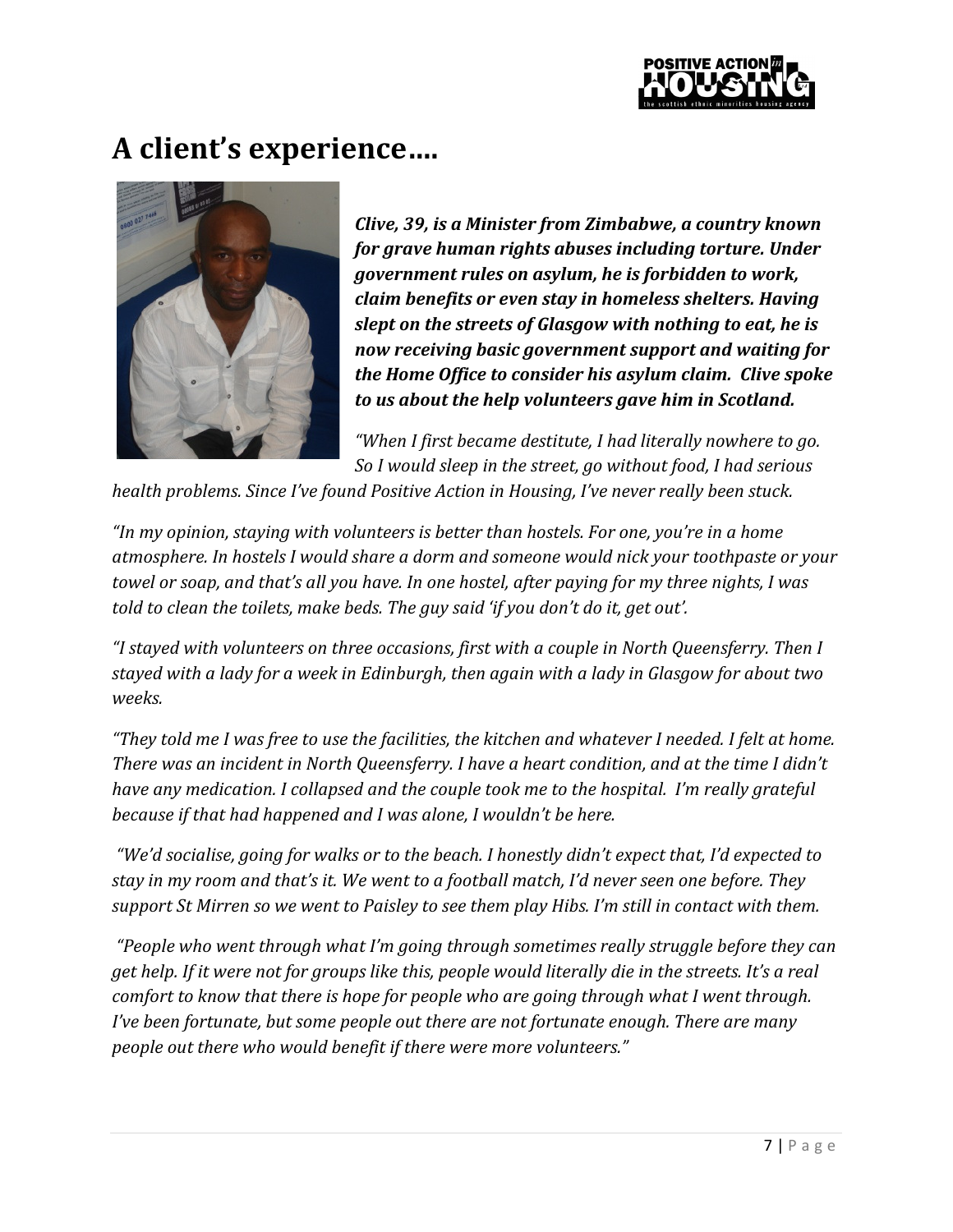# A client's experience….

***Clive, 39, is a Minister from Zimbabwe, a country known for grave human rights abuses including torture. Under government rules on asylum, he is forbidden to work, claim benefits or even stay in homeless shelters. Having slept on the streets of Glasgow with nothing to eat, he is now receiving basic government support and waiting for the Home Office to consider his asylum claim. Clive spoke to us about the help volunteers gave him in Scotland.***

*"When I first became destitute, I had literally nowhere to go. So I would sleep in the street, go without food, I had serious health problems. Since I've found Positive Action in Housing, I've never really been stuck.*

*"In my opinion, staying with volunteers is better than hostels. For one, you're in a home atmosphere. In hostels I would share a dorm and someone would nick your toothpaste or your towel or soap, and that's all you have. In one hostel, after paying for my three nights, I was told to clean the toilets, make beds. The guy said 'if you don't do it, get out'.*

*"I stayed with volunteers on three occasions, first with a couple in North Queensferry. Then I stayed with a lady for a week in Edinburgh, then again with a lady in Glasgow for about two weeks.*

*"They told me I was free to use the facilities, the kitchen and whatever I needed. I felt at home. There was an incident in North Queensferry. I have a heart condition, and at the time I didn't have any medication. I collapsed and the couple took me to the hospital. I'm really grateful because if that had happened and I was alone, I wouldn't be here.*

*"We'd socialise, going for walks or to the beach. I honestly didn't expect that, I'd expected to stay in my room and that's it. We went to a football match, I'd never seen one before. They support St Mirren so we went to Paisley to see them play Hibs. I'm still in contact with them.*

*"People who went through what I'm going through sometimes really struggle before they can get help. If it were not for groups like this, people would literally die in the streets. It's a real comfort to know that there is hope for people who are going through what I went through. I've been fortunate, but some people out there are not fortunate enough. There are many people out there who would benefit if there were more volunteers."*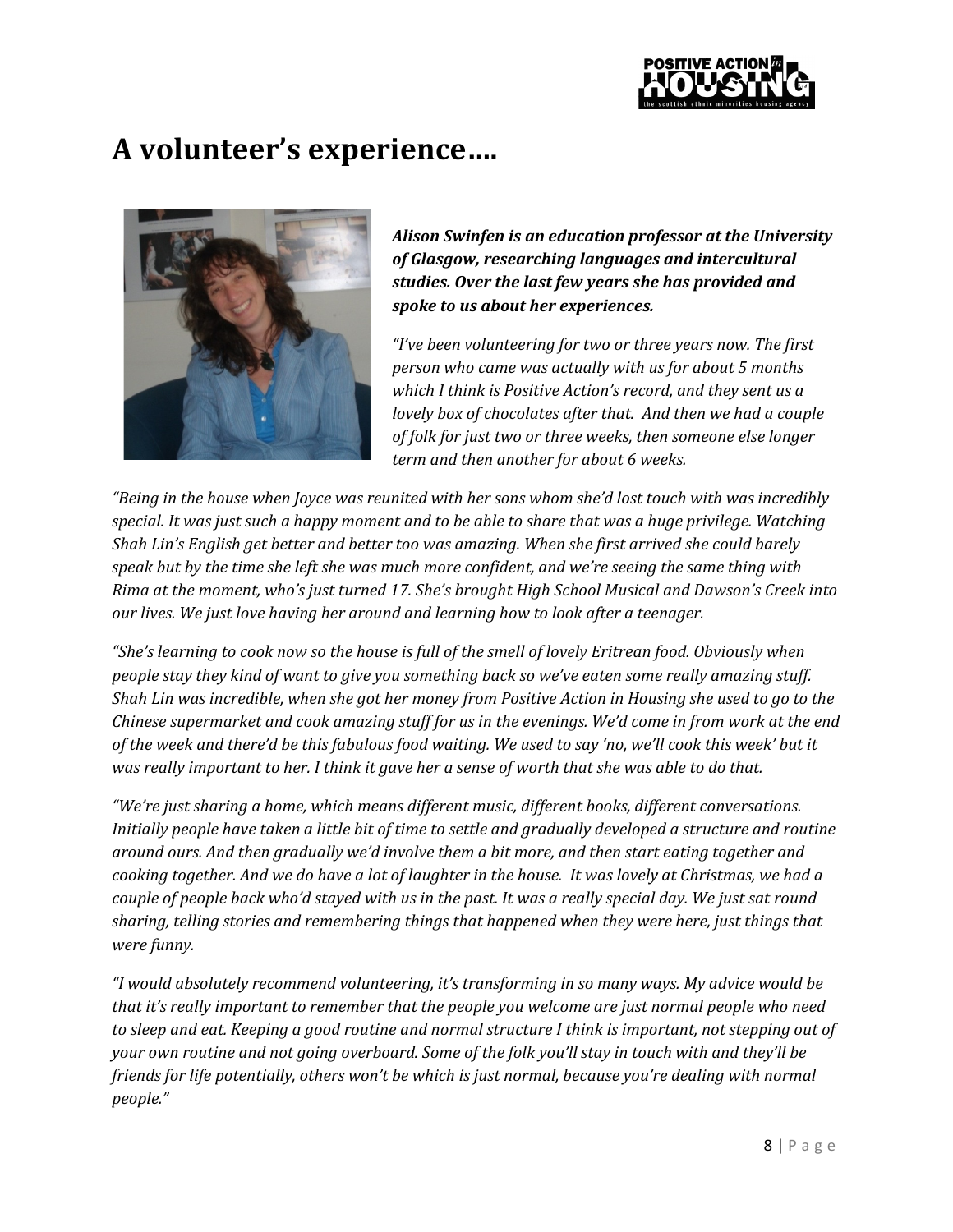# A volunteer's experience….

***Alison Swinfen is an education professor at the University of Glasgow, researching languages and intercultural studies. Over the last few years she has provided and spoke to us about her experiences.***

*"I've been volunteering for two or three years now. The first person who came was actually with us for about 5 months which I think is Positive Action's record, and they sent us a lovely box of chocolates after that. And then we had a couple of folk for just two or three weeks, then someone else longer term and then another for about 6 weeks.*

*"Being in the house when Joyce was reunited with her sons whom she'd lost touch with was incredibly special. It was just such a happy moment and to be able to share that was a huge privilege. Watching Shah Lin's English get better and better too was amazing. When she first arrived she could barely speak but by the time she left she was much more confident, and we're seeing the same thing with Rima at the moment, who's just turned 17. She's brought High School Musical and Dawson's Creek into our lives. We just love having her around and learning how to look after a teenager.*

*"She's learning to cook now so the house is full of the smell of lovely Eritrean food. Obviously when people stay they kind of want to give you something back so we've eaten some really amazing stuff. Shah Lin was incredible, when she got her money from Positive Action in Housing she used to go to the Chinese supermarket and cook amazing stuff for us in the evenings. We'd come in from work at the end of the week and there'd be this fabulous food waiting. We used to say 'no, we'll cook this week' but it was really important to her. I think it gave her a sense of worth that she was able to do that.*

*"We're just sharing a home, which means different music, different books, different conversations. Initially people have taken a little bit of time to settle and gradually developed a structure and routine around ours. And then gradually we'd involve them a bit more, and then start eating together and cooking together. And we do have a lot of laughter in the house. It was lovely at Christmas, we had a couple of people back who'd stayed with us in the past. It was a really special day. We just sat round sharing, telling stories and remembering things that happened when they were here, just things that were funny.*

*"I would absolutely recommend volunteering, it's transforming in so many ways. My advice would be that it's really important to remember that the people you welcome are just normal people who need to sleep and eat. Keeping a good routine and normal structure I think is important, not stepping out of your own routine and not going overboard. Some of the folk you'll stay in touch with and they'll be friends for life potentially, others won't be which is just normal, because you're dealing with normal people."*